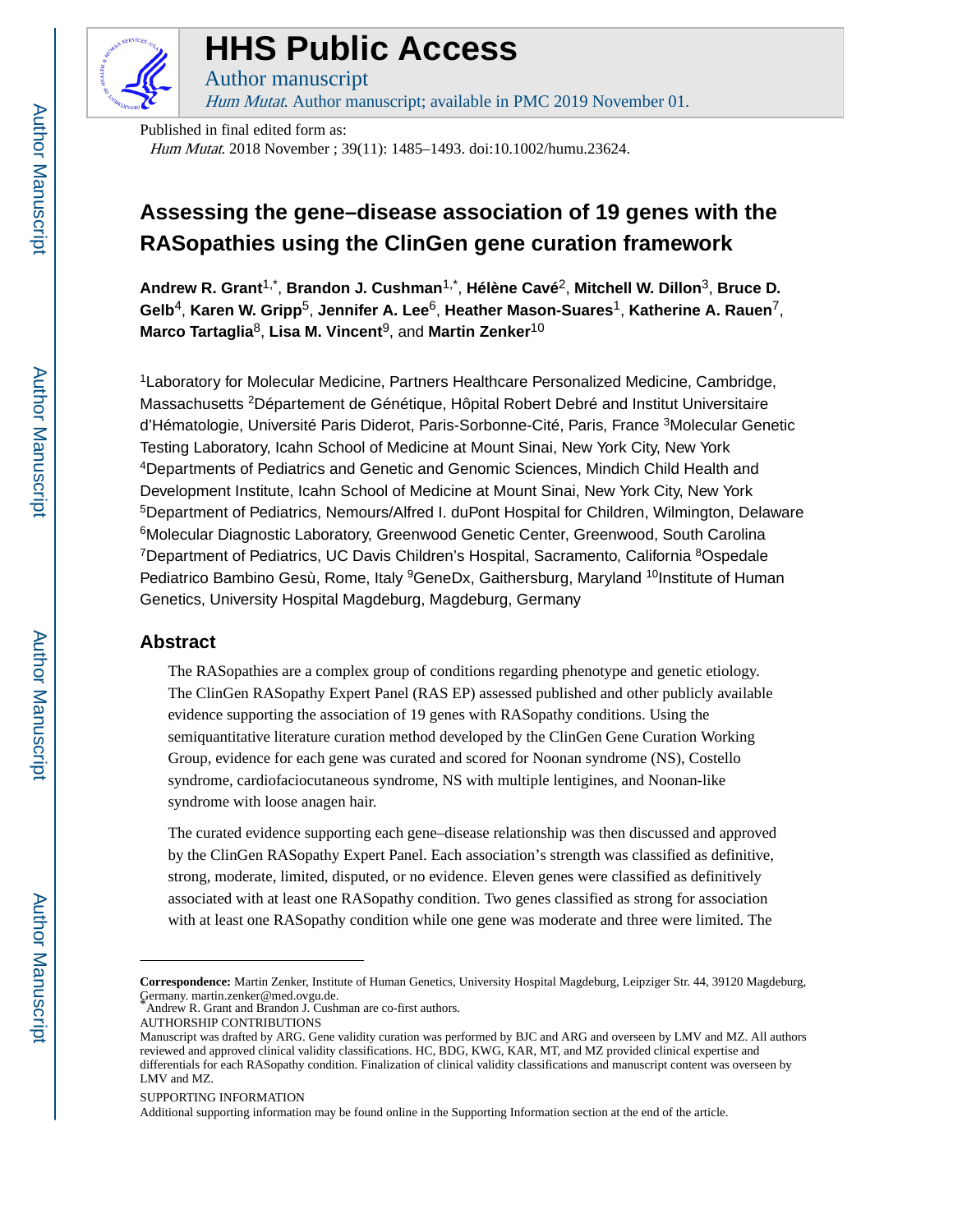# HHS Public Access

Author manuscript

*Hum Mutat*. Author manuscript; available in PMC 2019 November 01.

Published in final edited form as:

*Hum Mutat*. 2018 November ; 39(11): 1485–1493. doi:10.1002/humu.23624.

# Assessing the gene–disease association of 19 genes with the RASopathies using the ClinGen gene curation framework

**Andrew R. Grant**[1,*], **Brandon J. Cushman**[1,*], **Hélène Cavé**[2], **Mitchell W. Dillon**[3], **Bruce D. Gelb**[4], **Karen W. Gripp**[5], **Jennifer A. Lee**[6], **Heather Mason-Suares**[1], **Katherine A. Rauen**[7], **Marco Tartaglia**[8], **Lisa M. Vincent**[9], and **Martin Zenker**[10]

[1]Laboratory for Molecular Medicine, Partners Healthcare Personalized Medicine, Cambridge, Massachusetts [2]Département de Génétique, Hôpital Robert Debré and Institut Universitaire d'Hématologie, Université Paris Diderot, Paris-Sorbonne-Cité, Paris, France [3]Molecular Genetic Testing Laboratory, Icahn School of Medicine at Mount Sinai, New York City, New York [4]Departments of Pediatrics and Genetic and Genomic Sciences, Mindich Child Health and Development Institute, Icahn School of Medicine at Mount Sinai, New York City, New York [5]Department of Pediatrics, Nemours/Alfred I. duPont Hospital for Children, Wilmington, Delaware [6]Molecular Diagnostic Laboratory, Greenwood Genetic Center, Greenwood, South Carolina [7]Department of Pediatrics, UC Davis Children's Hospital, Sacramento, California [8]Ospedale Pediatrico Bambino Gesù, Rome, Italy [9]GeneDx, Gaithersburg, Maryland [10]Institute of Human Genetics, University Hospital Magdeburg, Magdeburg, Germany

## Abstract

The RASopathies are a complex group of conditions regarding phenotype and genetic etiology. The ClinGen RASopathy Expert Panel (RAS EP) assessed published and other publicly available evidence supporting the association of 19 genes with RASopathy conditions. Using the semiquantitative literature curation method developed by the ClinGen Gene Curation Working Group, evidence for each gene was curated and scored for Noonan syndrome (NS), Costello syndrome, cardiofaciocutaneous syndrome, NS with multiple lentigines, and Noonan-like syndrome with loose anagen hair.

The curated evidence supporting each gene–disease relationship was then discussed and approved by the ClinGen RASopathy Expert Panel. Each association's strength was classified as definitive, strong, moderate, limited, disputed, or no evidence. Eleven genes were classified as definitively associated with at least one RASopathy condition. Two genes classified as strong for association with at least one RASopathy condition while one gene was moderate and three were limited. The

---

**Correspondence:** Martin Zenker, Institute of Human Genetics, University Hospital Magdeburg, Leipziger Str. 44, 39120 Magdeburg, Germany. martin.zenker@med.ovgu.de.

*Andrew R. Grant and Brandon J. Cushman are co-first authors.

AUTHORSHIP CONTRIBUTIONS

Manuscript was drafted by ARG. Gene validity curation was performed by BJC and ARG and overseen by LMV and MZ. All authors reviewed and approved clinical validity classifications. HC, BDG, KWG, KAR, MT, and MZ provided clinical expertise and differentials for each RASopathy condition. Finalization of clinical validity classifications and manuscript content was overseen by LMV and MZ.

SUPPORTING INFORMATION

Additional supporting information may be found online in the Supporting Information section at the end of the article.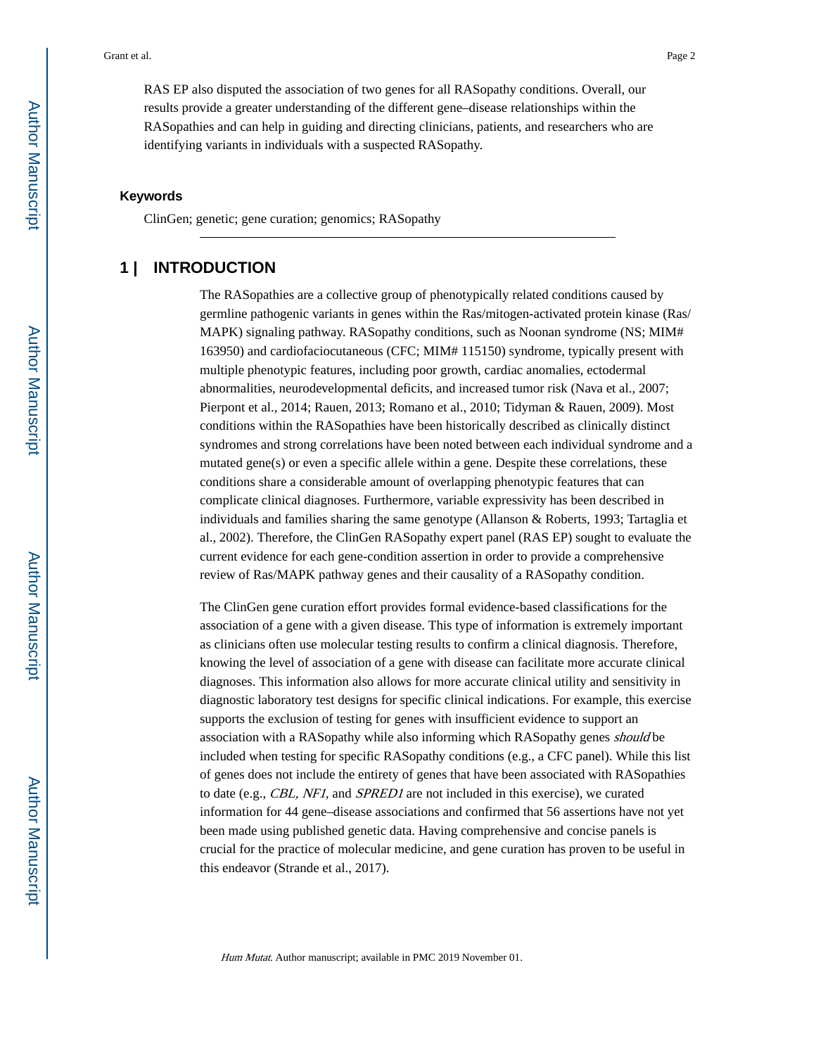RAS EP also disputed the association of two genes for all RASopathy conditions. Overall, our results provide a greater understanding of the different gene–disease relationships within the RASopathies and can help in guiding and directing clinicians, patients, and researchers who are identifying variants in individuals with a suspected RASopathy.

### Keywords

ClinGen; genetic; gene curation; genomics; RASopathy

## 1 | INTRODUCTION

The RASopathies are a collective group of phenotypically related conditions caused by germline pathogenic variants in genes within the Ras/mitogen-activated protein kinase (Ras/MAPK) signaling pathway. RASopathy conditions, such as Noonan syndrome (NS; MIM# 163950) and cardiofaciocutaneous (CFC; MIM# 115150) syndrome, typically present with multiple phenotypic features, including poor growth, cardiac anomalies, ectodermal abnormalities, neurodevelopmental deficits, and increased tumor risk (Nava et al., 2007; Pierpont et al., 2014; Rauen, 2013; Romano et al., 2010; Tidyman & Rauen, 2009). Most conditions within the RASopathies have been historically described as clinically distinct syndromes and strong correlations have been noted between each individual syndrome and a mutated gene(s) or even a specific allele within a gene. Despite these correlations, these conditions share a considerable amount of overlapping phenotypic features that can complicate clinical diagnoses. Furthermore, variable expressivity has been described in individuals and families sharing the same genotype (Allanson & Roberts, 1993; Tartaglia et al., 2002). Therefore, the ClinGen RASopathy expert panel (RAS EP) sought to evaluate the current evidence for each gene-condition assertion in order to provide a comprehensive review of Ras/MAPK pathway genes and their causality of a RASopathy condition.

The ClinGen gene curation effort provides formal evidence-based classifications for the association of a gene with a given disease. This type of information is extremely important as clinicians often use molecular testing results to confirm a clinical diagnosis. Therefore, knowing the level of association of a gene with disease can facilitate more accurate clinical diagnoses. This information also allows for more accurate clinical utility and sensitivity in diagnostic laboratory test designs for specific clinical indications. For example, this exercise supports the exclusion of testing for genes with insufficient evidence to support an association with a RASopathy while also informing which RASopathy genes *should* be included when testing for specific RASopathy conditions (e.g., a CFC panel). While this list of genes does not include the entirety of genes that have been associated with RASopathies to date (e.g., *CBL*, *NF1*, and *SPRED1* are not included in this exercise), we curated information for 44 gene–disease associations and confirmed that 56 assertions have not yet been made using published genetic data. Having comprehensive and concise panels is crucial for the practice of molecular medicine, and gene curation has proven to be useful in this endeavor (Strande et al., 2017).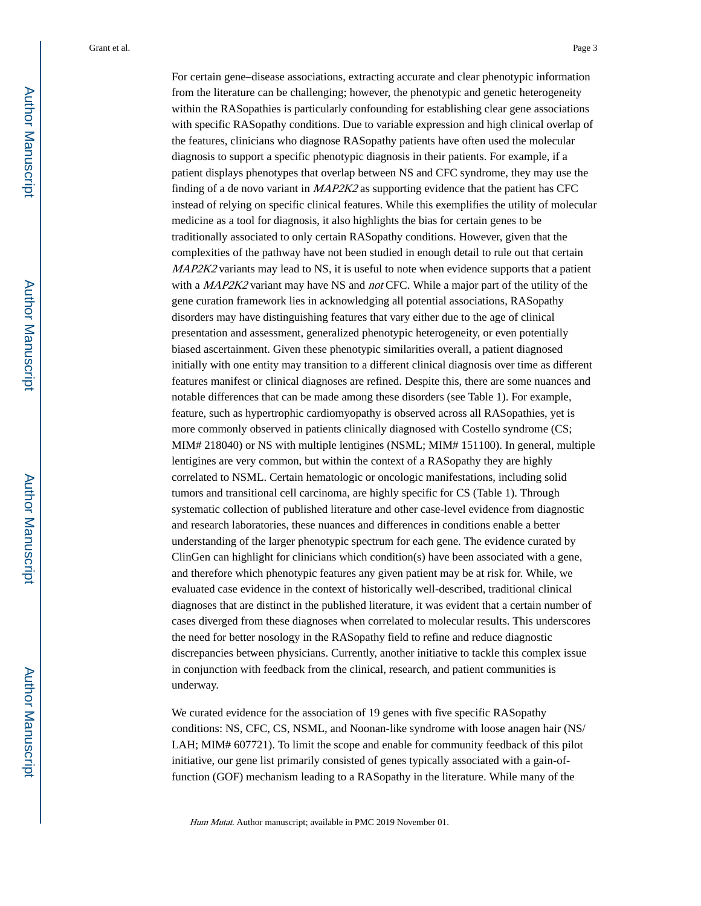For certain gene–disease associations, extracting accurate and clear phenotypic information from the literature can be challenging; however, the phenotypic and genetic heterogeneity within the RASopathies is particularly confounding for establishing clear gene associations with specific RASopathy conditions. Due to variable expression and high clinical overlap of the features, clinicians who diagnose RASopathy patients have often used the molecular diagnosis to support a specific phenotypic diagnosis in their patients. For example, if a patient displays phenotypes that overlap between NS and CFC syndrome, they may use the finding of a de novo variant in *MAP2K2* as supporting evidence that the patient has CFC instead of relying on specific clinical features. While this exemplifies the utility of molecular medicine as a tool for diagnosis, it also highlights the bias for certain genes to be traditionally associated to only certain RASopathy conditions. However, given that the complexities of the pathway have not been studied in enough detail to rule out that certain *MAP2K2* variants may lead to NS, it is useful to note when evidence supports that a patient with a *MAP2K2* variant may have NS and *not* CFC. While a major part of the utility of the gene curation framework lies in acknowledging all potential associations, RASopathy disorders may have distinguishing features that vary either due to the age of clinical presentation and assessment, generalized phenotypic heterogeneity, or even potentially biased ascertainment. Given these phenotypic similarities overall, a patient diagnosed initially with one entity may transition to a different clinical diagnosis over time as different features manifest or clinical diagnoses are refined. Despite this, there are some nuances and notable differences that can be made among these disorders (see Table 1). For example, feature, such as hypertrophic cardiomyopathy is observed across all RASopathies, yet is more commonly observed in patients clinically diagnosed with Costello syndrome (CS; MIM# 218040) or NS with multiple lentigines (NSML; MIM# 151100). In general, multiple lentigines are very common, but within the context of a RASopathy they are highly correlated to NSML. Certain hematologic or oncologic manifestations, including solid tumors and transitional cell carcinoma, are highly specific for CS (Table 1). Through systematic collection of published literature and other case-level evidence from diagnostic and research laboratories, these nuances and differences in conditions enable a better understanding of the larger phenotypic spectrum for each gene. The evidence curated by ClinGen can highlight for clinicians which condition(s) have been associated with a gene, and therefore which phenotypic features any given patient may be at risk for. While, we evaluated case evidence in the context of historically well-described, traditional clinical diagnoses that are distinct in the published literature, it was evident that a certain number of cases diverged from these diagnoses when correlated to molecular results. This underscores the need for better nosology in the RASopathy field to refine and reduce diagnostic discrepancies between physicians. Currently, another initiative to tackle this complex issue in conjunction with feedback from the clinical, research, and patient communities is underway.

We curated evidence for the association of 19 genes with five specific RASopathy conditions: NS, CFC, CS, NSML, and Noonan-like syndrome with loose anagen hair (NS/LAH; MIM# 607721). To limit the scope and enable for community feedback of this pilot initiative, our gene list primarily consisted of genes typically associated with a gain-of-function (GOF) mechanism leading to a RASopathy in the literature. While many of the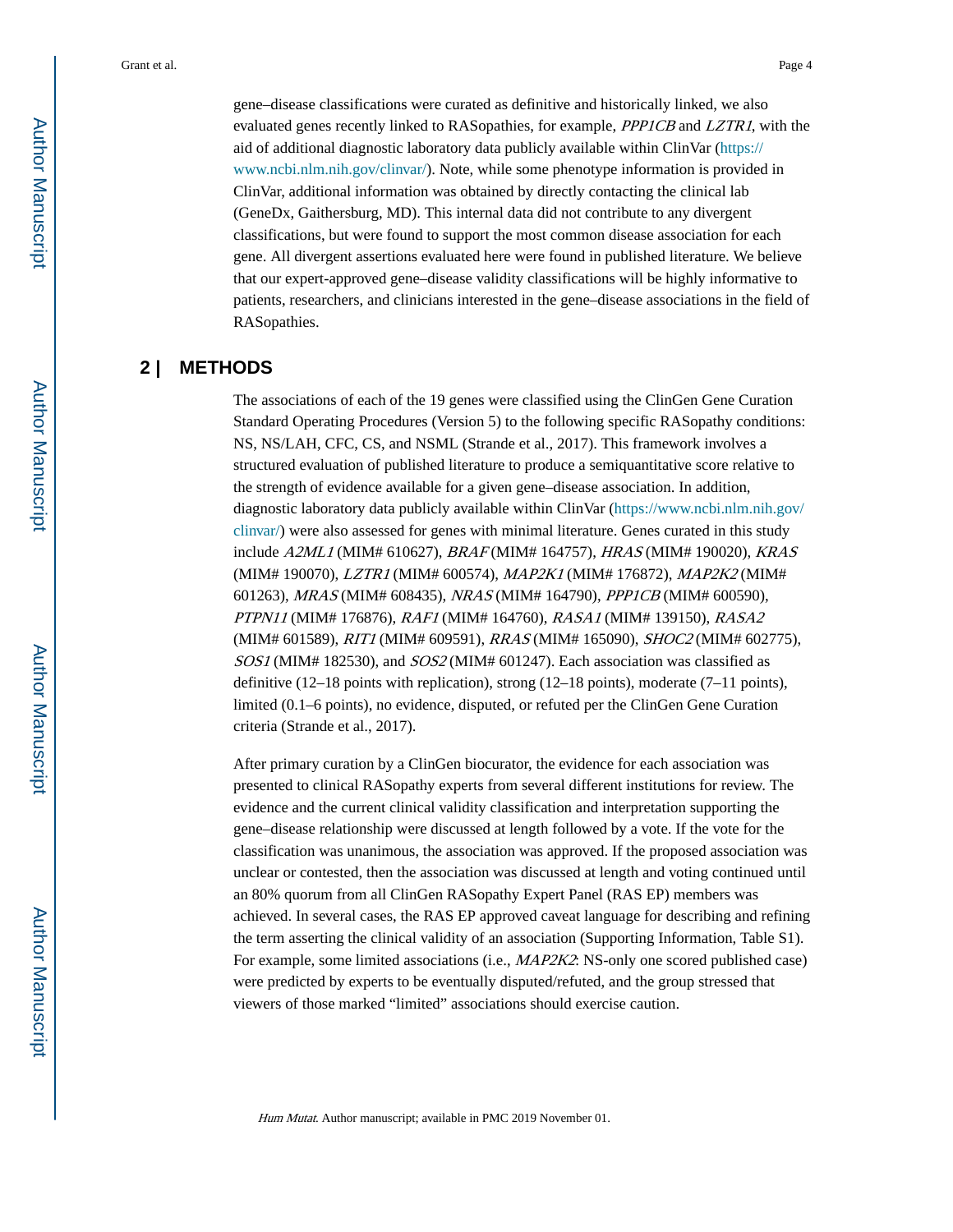gene–disease classifications were curated as definitive and historically linked, we also evaluated genes recently linked to RASopathies, for example, *PPP1CB* and *LZTR1*, with the aid of additional diagnostic laboratory data publicly available within ClinVar (https://www.ncbi.nlm.nih.gov/clinvar/). Note, while some phenotype information is provided in ClinVar, additional information was obtained by directly contacting the clinical lab (GeneDx, Gaithersburg, MD). This internal data did not contribute to any divergent classifications, but were found to support the most common disease association for each gene. All divergent assertions evaluated here were found in published literature. We believe that our expert-approved gene–disease validity classifications will be highly informative to patients, researchers, and clinicians interested in the gene–disease associations in the field of RASopathies.

## 2 | METHODS

The associations of each of the 19 genes were classified using the ClinGen Gene Curation Standard Operating Procedures (Version 5) to the following specific RASopathy conditions: NS, NS/LAH, CFC, CS, and NSML (Strande et al., 2017). This framework involves a structured evaluation of published literature to produce a semiquantitative score relative to the strength of evidence available for a given gene–disease association. In addition, diagnostic laboratory data publicly available within ClinVar (https://www.ncbi.nlm.nih.gov/clinvar/) were also assessed for genes with minimal literature. Genes curated in this study include *A2ML1* (MIM# 610627), *BRAF* (MIM# 164757), *HRAS* (MIM# 190020), *KRAS* (MIM# 190070), *LZTR1* (MIM# 600574), *MAP2K1* (MIM# 176872), *MAP2K2* (MIM# 601263), *MRAS* (MIM# 608435), *NRAS* (MIM# 164790), *PPP1CB* (MIM# 600590), *PTPN11* (MIM# 176876), *RAF1* (MIM# 164760), *RASA1* (MIM# 139150), *RASA2* (MIM# 601589), *RIT1* (MIM# 609591), *RRAS* (MIM# 165090), *SHOC2* (MIM# 602775), *SOS1* (MIM# 182530), and *SOS2* (MIM# 601247). Each association was classified as definitive (12–18 points with replication), strong (12–18 points), moderate (7–11 points), limited (0.1–6 points), no evidence, disputed, or refuted per the ClinGen Gene Curation criteria (Strande et al., 2017).

After primary curation by a ClinGen biocurator, the evidence for each association was presented to clinical RASopathy experts from several different institutions for review. The evidence and the current clinical validity classification and interpretation supporting the gene–disease relationship were discussed at length followed by a vote. If the vote for the classification was unanimous, the association was approved. If the proposed association was unclear or contested, then the association was discussed at length and voting continued until an 80% quorum from all ClinGen RASopathy Expert Panel (RAS EP) members was achieved. In several cases, the RAS EP approved caveat language for describing and refining the term asserting the clinical validity of an association (Supporting Information, Table S1). For example, some limited associations (i.e., *MAP2K2*: NS-only one scored published case) were predicted by experts to be eventually disputed/refuted, and the group stressed that viewers of those marked "limited" associations should exercise caution.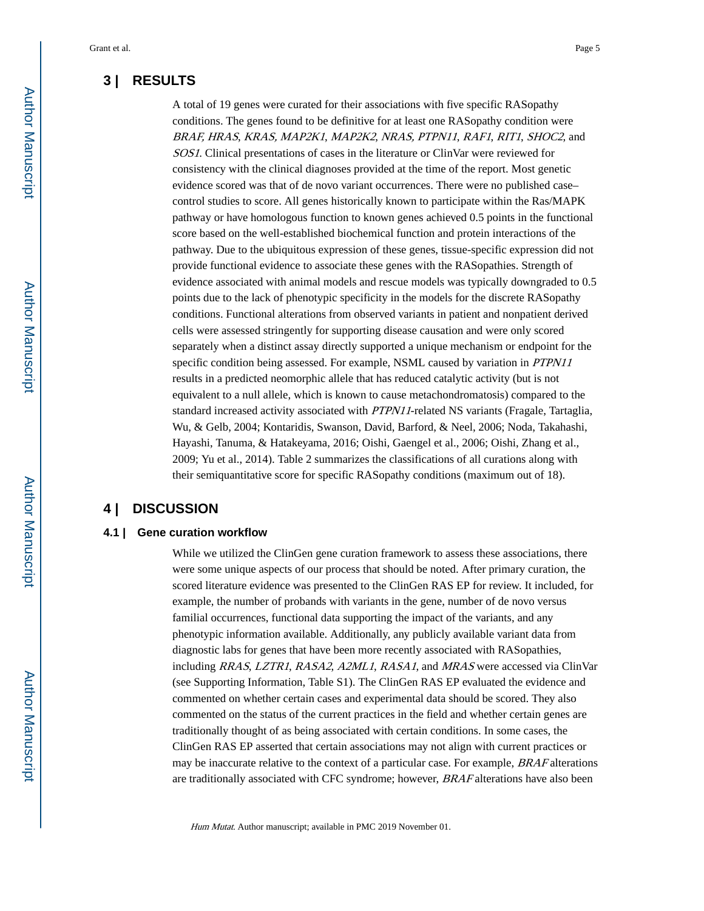## 3 | RESULTS

A total of 19 genes were curated for their associations with five specific RASopathy conditions. The genes found to be definitive for at least one RASopathy condition were *BRAF, HRAS*, *KRAS, MAP2K1*, *MAP2K2*, *NRAS, PTPN11*, *RAF1*, *RIT1*, *SHOC2*, and *SOS1.* Clinical presentations of cases in the literature or ClinVar were reviewed for consistency with the clinical diagnoses provided at the time of the report. Most genetic evidence scored was that of de novo variant occurrences. There were no published case–control studies to score. All genes historically known to participate within the Ras/MAPK pathway or have homologous function to known genes achieved 0.5 points in the functional score based on the well-established biochemical function and protein interactions of the pathway. Due to the ubiquitous expression of these genes, tissue-specific expression did not provide functional evidence to associate these genes with the RASopathies. Strength of evidence associated with animal models and rescue models was typically downgraded to 0.5 points due to the lack of phenotypic specificity in the models for the discrete RASopathy conditions. Functional alterations from observed variants in patient and nonpatient derived cells were assessed stringently for supporting disease causation and were only scored separately when a distinct assay directly supported a unique mechanism or endpoint for the specific condition being assessed. For example, NSML caused by variation in *PTPN11* results in a predicted neomorphic allele that has reduced catalytic activity (but is not equivalent to a null allele, which is known to cause metachondromatosis) compared to the standard increased activity associated with *PTPN11*-related NS variants (Fragale, Tartaglia, Wu, & Gelb, 2004; Kontaridis, Swanson, David, Barford, & Neel, 2006; Noda, Takahashi, Hayashi, Tanuma, & Hatakeyama, 2016; Oishi, Gaengel et al., 2006; Oishi, Zhang et al., 2009; Yu et al., 2014). Table 2 summarizes the classifications of all curations along with their semiquantitative score for specific RASopathy conditions (maximum out of 18).

## 4 | DISCUSSION

### 4.1 | Gene curation workflow

While we utilized the ClinGen gene curation framework to assess these associations, there were some unique aspects of our process that should be noted. After primary curation, the scored literature evidence was presented to the ClinGen RAS EP for review. It included, for example, the number of probands with variants in the gene, number of de novo versus familial occurrences, functional data supporting the impact of the variants, and any phenotypic information available. Additionally, any publicly available variant data from diagnostic labs for genes that have been more recently associated with RASopathies, including *RRAS*, *LZTR1*, *RASA2*, *A2ML1*, *RASA1*, and *MRAS* were accessed via ClinVar (see Supporting Information, Table S1). The ClinGen RAS EP evaluated the evidence and commented on whether certain cases and experimental data should be scored. They also commented on the status of the current practices in the field and whether certain genes are traditionally thought of as being associated with certain conditions. In some cases, the ClinGen RAS EP asserted that certain associations may not align with current practices or may be inaccurate relative to the context of a particular case. For example, *BRAF* alterations are traditionally associated with CFC syndrome; however, *BRAF* alterations have also been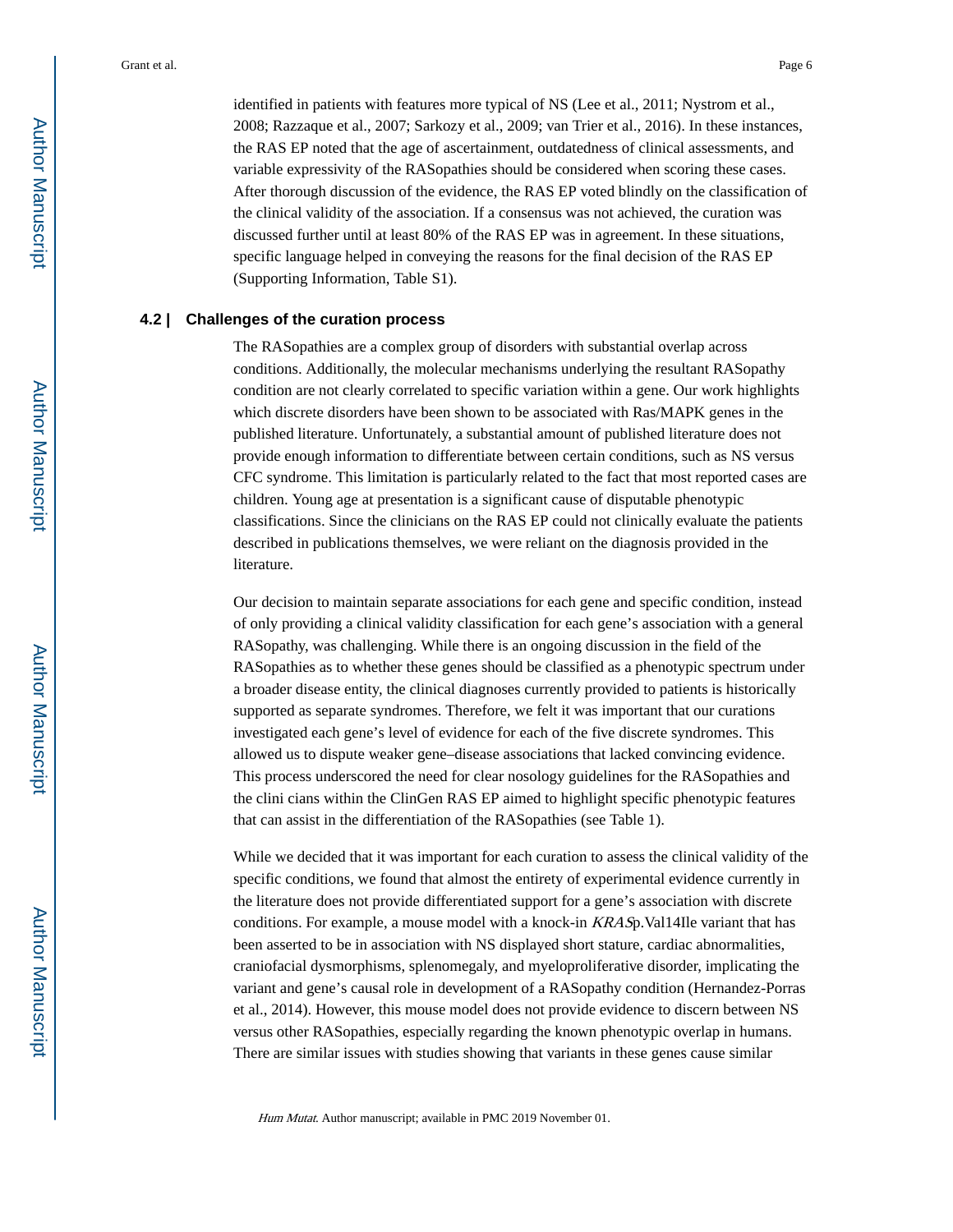identified in patients with features more typical of NS (Lee et al., 2011; Nystrom et al., 2008; Razzaque et al., 2007; Sarkozy et al., 2009; van Trier et al., 2016). In these instances, the RAS EP noted that the age of ascertainment, outdatedness of clinical assessments, and variable expressivity of the RASopathies should be considered when scoring these cases. After thorough discussion of the evidence, the RAS EP voted blindly on the classification of the clinical validity of the association. If a consensus was not achieved, the curation was discussed further until at least 80% of the RAS EP was in agreement. In these situations, specific language helped in conveying the reasons for the final decision of the RAS EP (Supporting Information, Table S1).

### 4.2 | Challenges of the curation process

The RASopathies are a complex group of disorders with substantial overlap across conditions. Additionally, the molecular mechanisms underlying the resultant RASopathy condition are not clearly correlated to specific variation within a gene. Our work highlights which discrete disorders have been shown to be associated with Ras/MAPK genes in the published literature. Unfortunately, a substantial amount of published literature does not provide enough information to differentiate between certain conditions, such as NS versus CFC syndrome. This limitation is particularly related to the fact that most reported cases are children. Young age at presentation is a significant cause of disputable phenotypic classifications. Since the clinicians on the RAS EP could not clinically evaluate the patients described in publications themselves, we were reliant on the diagnosis provided in the literature.

Our decision to maintain separate associations for each gene and specific condition, instead of only providing a clinical validity classification for each gene's association with a general RASopathy, was challenging. While there is an ongoing discussion in the field of the RASopathies as to whether these genes should be classified as a phenotypic spectrum under a broader disease entity, the clinical diagnoses currently provided to patients is historically supported as separate syndromes. Therefore, we felt it was important that our curations investigated each gene's level of evidence for each of the five discrete syndromes. This allowed us to dispute weaker gene–disease associations that lacked convincing evidence. This process underscored the need for clear nosology guidelines for the RASopathies and the clini cians within the ClinGen RAS EP aimed to highlight specific phenotypic features that can assist in the differentiation of the RASopathies (see Table 1).

While we decided that it was important for each curation to assess the clinical validity of the specific conditions, we found that almost the entirety of experimental evidence currently in the literature does not provide differentiated support for a gene's association with discrete conditions. For example, a mouse model with a knock-in *KRAS* p.Val14Ile variant that has been asserted to be in association with NS displayed short stature, cardiac abnormalities, craniofacial dysmorphisms, splenomegaly, and myeloproliferative disorder, implicating the variant and gene's causal role in development of a RASopathy condition (Hernandez-Porras et al., 2014). However, this mouse model does not provide evidence to discern between NS versus other RASopathies, especially regarding the known phenotypic overlap in humans. There are similar issues with studies showing that variants in these genes cause similar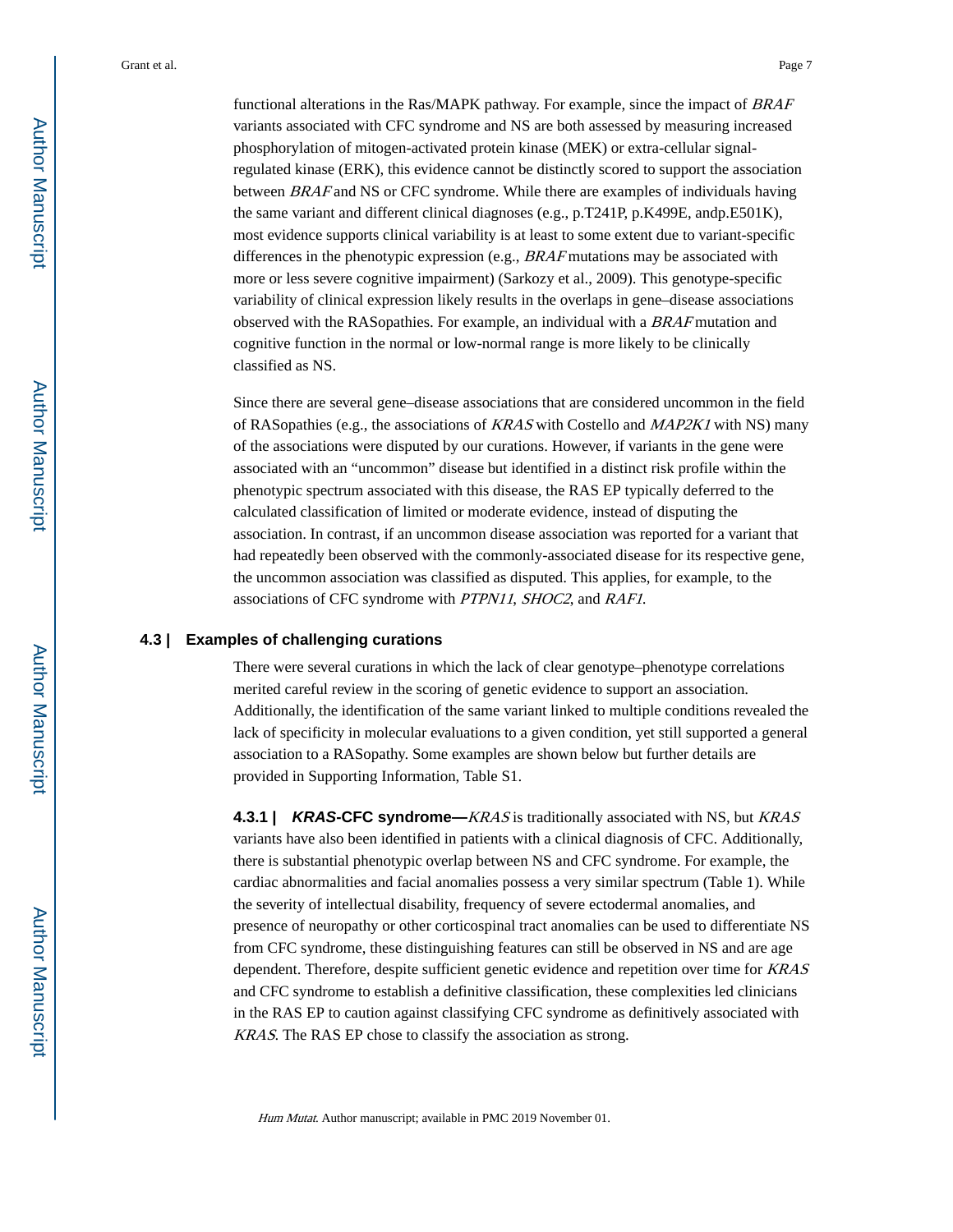functional alterations in the Ras/MAPK pathway. For example, since the impact of *BRAF* variants associated with CFC syndrome and NS are both assessed by measuring increased phosphorylation of mitogen-activated protein kinase (MEK) or extra-cellular signal-regulated kinase (ERK), this evidence cannot be distinctly scored to support the association between *BRAF* and NS or CFC syndrome. While there are examples of individuals having the same variant and different clinical diagnoses (e.g., p.T241P, p.K499E, andp.E501K), most evidence supports clinical variability is at least to some extent due to variant-specific differences in the phenotypic expression (e.g., *BRAF* mutations may be associated with more or less severe cognitive impairment) (Sarkozy et al., 2009). This genotype-specific variability of clinical expression likely results in the overlaps in gene–disease associations observed with the RASopathies. For example, an individual with a *BRAF* mutation and cognitive function in the normal or low-normal range is more likely to be clinically classified as NS.

Since there are several gene–disease associations that are considered uncommon in the field of RASopathies (e.g., the associations of *KRAS* with Costello and *MAP2K1* with NS) many of the associations were disputed by our curations. However, if variants in the gene were associated with an "uncommon" disease but identified in a distinct risk profile within the phenotypic spectrum associated with this disease, the RAS EP typically deferred to the calculated classification of limited or moderate evidence, instead of disputing the association. In contrast, if an uncommon disease association was reported for a variant that had repeatedly been observed with the commonly-associated disease for its respective gene, the uncommon association was classified as disputed. This applies, for example, to the associations of CFC syndrome with *PTPN11*, *SHOC2*, and *RAF1*.

### 4.3 | Examples of challenging curations

There were several curations in which the lack of clear genotype–phenotype correlations merited careful review in the scoring of genetic evidence to support an association. Additionally, the identification of the same variant linked to multiple conditions revealed the lack of specificity in molecular evaluations to a given condition, yet still supported a general association to a RASopathy. Some examples are shown below but further details are provided in Supporting Information, Table S1.

**4.3.1 | *KRAS*-CFC syndrome—** *KRAS* is traditionally associated with NS, but *KRAS* variants have also been identified in patients with a clinical diagnosis of CFC. Additionally, there is substantial phenotypic overlap between NS and CFC syndrome. For example, the cardiac abnormalities and facial anomalies possess a very similar spectrum (Table 1). While the severity of intellectual disability, frequency of severe ectodermal anomalies, and presence of neuropathy or other corticospinal tract anomalies can be used to differentiate NS from CFC syndrome, these distinguishing features can still be observed in NS and are age dependent. Therefore, despite sufficient genetic evidence and repetition over time for *KRAS* and CFC syndrome to establish a definitive classification, these complexities led clinicians in the RAS EP to caution against classifying CFC syndrome as definitively associated with *KRAS*. The RAS EP chose to classify the association as strong.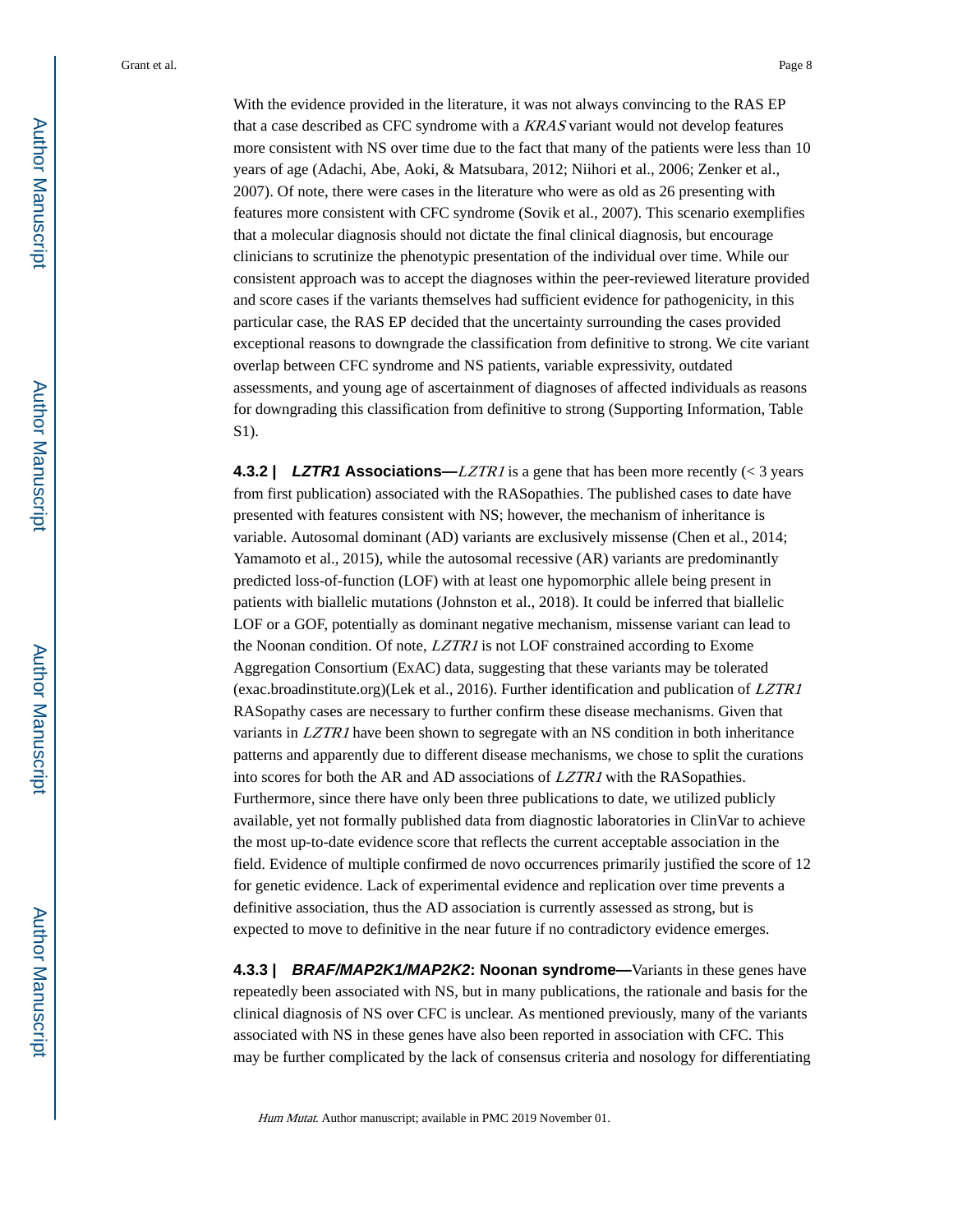With the evidence provided in the literature, it was not always convincing to the RAS EP that a case described as CFC syndrome with a *KRAS* variant would not develop features more consistent with NS over time due to the fact that many of the patients were less than 10 years of age (Adachi, Abe, Aoki, & Matsubara, 2012; Niihori et al., 2006; Zenker et al., 2007). Of note, there were cases in the literature who were as old as 26 presenting with features more consistent with CFC syndrome (Sovik et al., 2007). This scenario exemplifies that a molecular diagnosis should not dictate the final clinical diagnosis, but encourage clinicians to scrutinize the phenotypic presentation of the individual over time. While our consistent approach was to accept the diagnoses within the peer-reviewed literature provided and score cases if the variants themselves had sufficient evidence for pathogenicity, in this particular case, the RAS EP decided that the uncertainty surrounding the cases provided exceptional reasons to downgrade the classification from definitive to strong. We cite variant overlap between CFC syndrome and NS patients, variable expressivity, outdated assessments, and young age of ascertainment of diagnoses of affected individuals as reasons for downgrading this classification from definitive to strong (Supporting Information, Table S1).

**4.3.2 | *LZTR1* Associations—***LZTR1* is a gene that has been more recently (< 3 years from first publication) associated with the RASopathies. The published cases to date have presented with features consistent with NS; however, the mechanism of inheritance is variable. Autosomal dominant (AD) variants are exclusively missense (Chen et al., 2014; Yamamoto et al., 2015), while the autosomal recessive (AR) variants are predominantly predicted loss-of-function (LOF) with at least one hypomorphic allele being present in patients with biallelic mutations (Johnston et al., 2018). It could be inferred that biallelic LOF or a GOF, potentially as dominant negative mechanism, missense variant can lead to the Noonan condition. Of note, *LZTR1* is not LOF constrained according to Exome Aggregation Consortium (ExAC) data, suggesting that these variants may be tolerated (exac.broadinstitute.org)(Lek et al., 2016). Further identification and publication of *LZTR1* RASopathy cases are necessary to further confirm these disease mechanisms. Given that variants in *LZTR1* have been shown to segregate with an NS condition in both inheritance patterns and apparently due to different disease mechanisms, we chose to split the curations into scores for both the AR and AD associations of *LZTR1* with the RASopathies. Furthermore, since there have only been three publications to date, we utilized publicly available, yet not formally published data from diagnostic laboratories in ClinVar to achieve the most up-to-date evidence score that reflects the current acceptable association in the field. Evidence of multiple confirmed de novo occurrences primarily justified the score of 12 for genetic evidence. Lack of experimental evidence and replication over time prevents a definitive association, thus the AD association is currently assessed as strong, but is expected to move to definitive in the near future if no contradictory evidence emerges.

**4.3.3 | *BRAF/MAP2K1/MAP2K2*: Noonan syndrome—**Variants in these genes have repeatedly been associated with NS, but in many publications, the rationale and basis for the clinical diagnosis of NS over CFC is unclear. As mentioned previously, many of the variants associated with NS in these genes have also been reported in association with CFC. This may be further complicated by the lack of consensus criteria and nosology for differentiating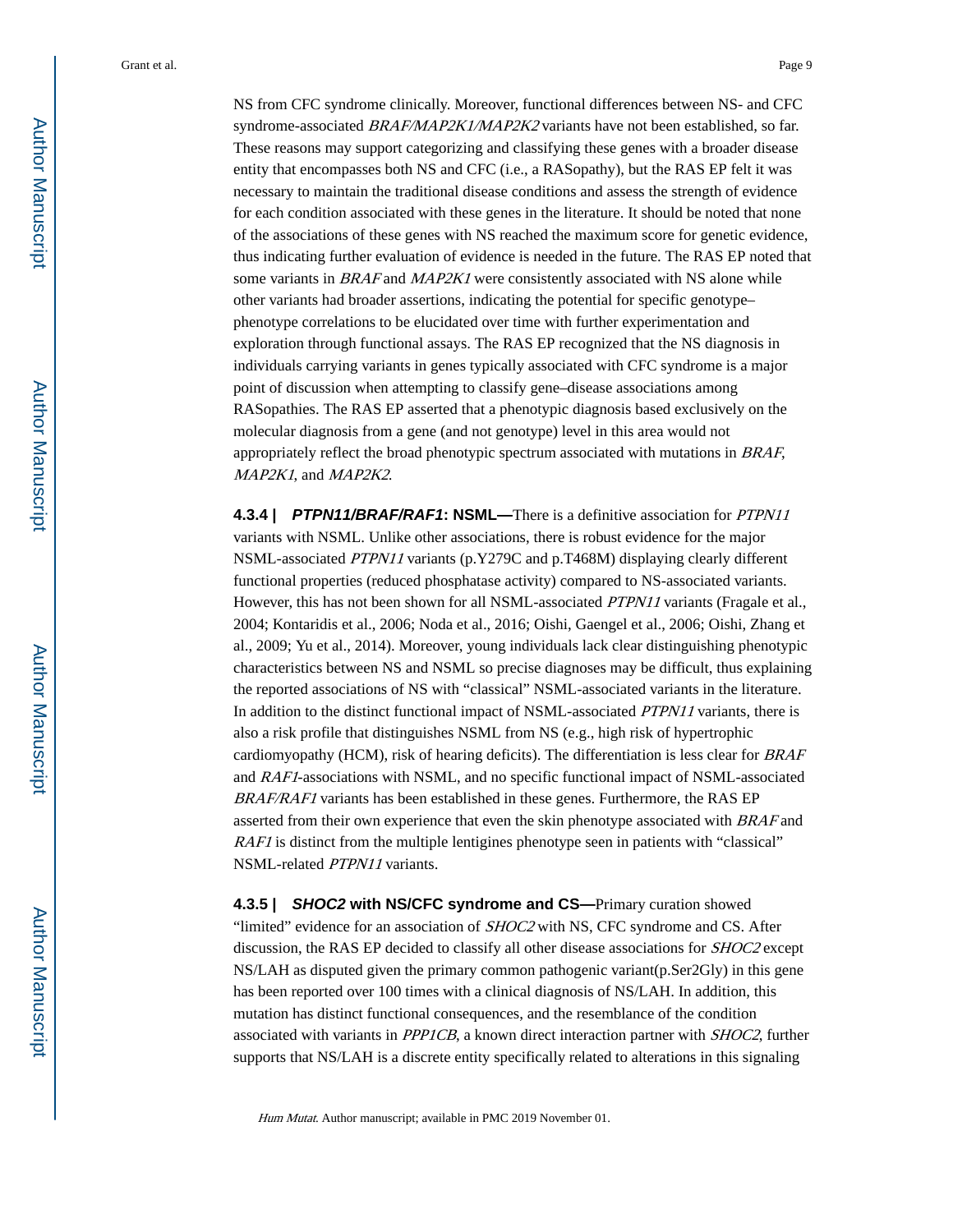NS from CFC syndrome clinically. Moreover, functional differences between NS- and CFC syndrome-associated *BRAF/MAP2K1/MAP2K2* variants have not been established, so far. These reasons may support categorizing and classifying these genes with a broader disease entity that encompasses both NS and CFC (i.e., a RASopathy), but the RAS EP felt it was necessary to maintain the traditional disease conditions and assess the strength of evidence for each condition associated with these genes in the literature. It should be noted that none of the associations of these genes with NS reached the maximum score for genetic evidence, thus indicating further evaluation of evidence is needed in the future. The RAS EP noted that some variants in *BRAF* and *MAP2K1* were consistently associated with NS alone while other variants had broader assertions, indicating the potential for specific genotype–phenotype correlations to be elucidated over time with further experimentation and exploration through functional assays. The RAS EP recognized that the NS diagnosis in individuals carrying variants in genes typically associated with CFC syndrome is a major point of discussion when attempting to classify gene–disease associations among RASopathies. The RAS EP asserted that a phenotypic diagnosis based exclusively on the molecular diagnosis from a gene (and not genotype) level in this area would not appropriately reflect the broad phenotypic spectrum associated with mutations in *BRAF*, *MAP2K1*, and *MAP2K2*.

**4.3.4 | *PTPN11/BRAF/RAF1*: NSML—**There is a definitive association for *PTPN11* variants with NSML. Unlike other associations, there is robust evidence for the major NSML-associated *PTPN11* variants (p.Y279C and p.T468M) displaying clearly different functional properties (reduced phosphatase activity) compared to NS-associated variants. However, this has not been shown for all NSML-associated *PTPN11* variants (Fragale et al., 2004; Kontaridis et al., 2006; Noda et al., 2016; Oishi, Gaengel et al., 2006; Oishi, Zhang et al., 2009; Yu et al., 2014). Moreover, young individuals lack clear distinguishing phenotypic characteristics between NS and NSML so precise diagnoses may be difficult, thus explaining the reported associations of NS with "classical" NSML-associated variants in the literature. In addition to the distinct functional impact of NSML-associated *PTPN11* variants, there is also a risk profile that distinguishes NSML from NS (e.g., high risk of hypertrophic cardiomyopathy (HCM), risk of hearing deficits). The differentiation is less clear for *BRAF* and *RAF1*-associations with NSML, and no specific functional impact of NSML-associated *BRAF/RAF1* variants has been established in these genes. Furthermore, the RAS EP asserted from their own experience that even the skin phenotype associated with *BRAF* and *RAF1* is distinct from the multiple lentigines phenotype seen in patients with "classical" NSML-related *PTPN11* variants.

**4.3.5 | *SHOC2* with NS/CFC syndrome and CS—**Primary curation showed "limited" evidence for an association of *SHOC2* with NS, CFC syndrome and CS. After discussion, the RAS EP decided to classify all other disease associations for *SHOC2* except NS/LAH as disputed given the primary common pathogenic variant(p.Ser2Gly) in this gene has been reported over 100 times with a clinical diagnosis of NS/LAH. In addition, this mutation has distinct functional consequences, and the resemblance of the condition associated with variants in *PPP1CB*, a known direct interaction partner with *SHOC2*, further supports that NS/LAH is a discrete entity specifically related to alterations in this signaling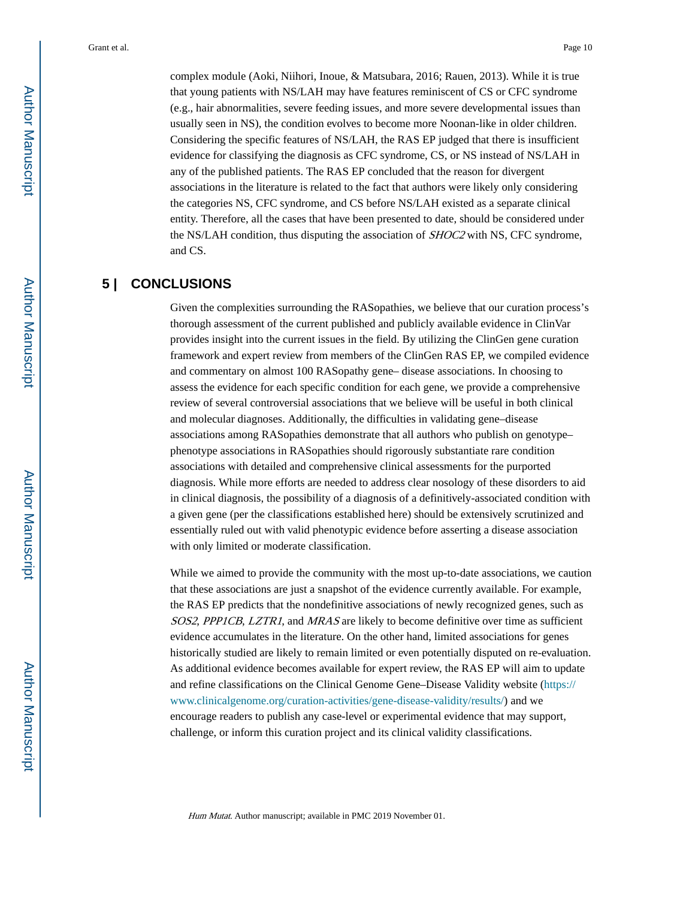complex module (Aoki, Niihori, Inoue, & Matsubara, 2016; Rauen, 2013). While it is true that young patients with NS/LAH may have features reminiscent of CS or CFC syndrome (e.g., hair abnormalities, severe feeding issues, and more severe developmental issues than usually seen in NS), the condition evolves to become more Noonan-like in older children. Considering the specific features of NS/LAH, the RAS EP judged that there is insufficient evidence for classifying the diagnosis as CFC syndrome, CS, or NS instead of NS/LAH in any of the published patients. The RAS EP concluded that the reason for divergent associations in the literature is related to the fact that authors were likely only considering the categories NS, CFC syndrome, and CS before NS/LAH existed as a separate clinical entity. Therefore, all the cases that have been presented to date, should be considered under the NS/LAH condition, thus disputing the association of *SHOC2* with NS, CFC syndrome, and CS.

## 5 | CONCLUSIONS

Given the complexities surrounding the RASopathies, we believe that our curation process's thorough assessment of the current published and publicly available evidence in ClinVar provides insight into the current issues in the field. By utilizing the ClinGen gene curation framework and expert review from members of the ClinGen RAS EP, we compiled evidence and commentary on almost 100 RASopathy gene– disease associations. In choosing to assess the evidence for each specific condition for each gene, we provide a comprehensive review of several controversial associations that we believe will be useful in both clinical and molecular diagnoses. Additionally, the difficulties in validating gene–disease associations among RASopathies demonstrate that all authors who publish on genotype–phenotype associations in RASopathies should rigorously substantiate rare condition associations with detailed and comprehensive clinical assessments for the purported diagnosis. While more efforts are needed to address clear nosology of these disorders to aid in clinical diagnosis, the possibility of a diagnosis of a definitively-associated condition with a given gene (per the classifications established here) should be extensively scrutinized and essentially ruled out with valid phenotypic evidence before asserting a disease association with only limited or moderate classification.

While we aimed to provide the community with the most up-to-date associations, we caution that these associations are just a snapshot of the evidence currently available. For example, the RAS EP predicts that the nondefinitive associations of newly recognized genes, such as *SOS2*, *PPP1CB*, *LZTR1*, and *MRAS* are likely to become definitive over time as sufficient evidence accumulates in the literature. On the other hand, limited associations for genes historically studied are likely to remain limited or even potentially disputed on re-evaluation. As additional evidence becomes available for expert review, the RAS EP will aim to update and refine classifications on the Clinical Genome Gene–Disease Validity website (https://www.clinicalgenome.org/curation-activities/gene-disease-validity/results/) and we encourage readers to publish any case-level or experimental evidence that may support, challenge, or inform this curation project and its clinical validity classifications.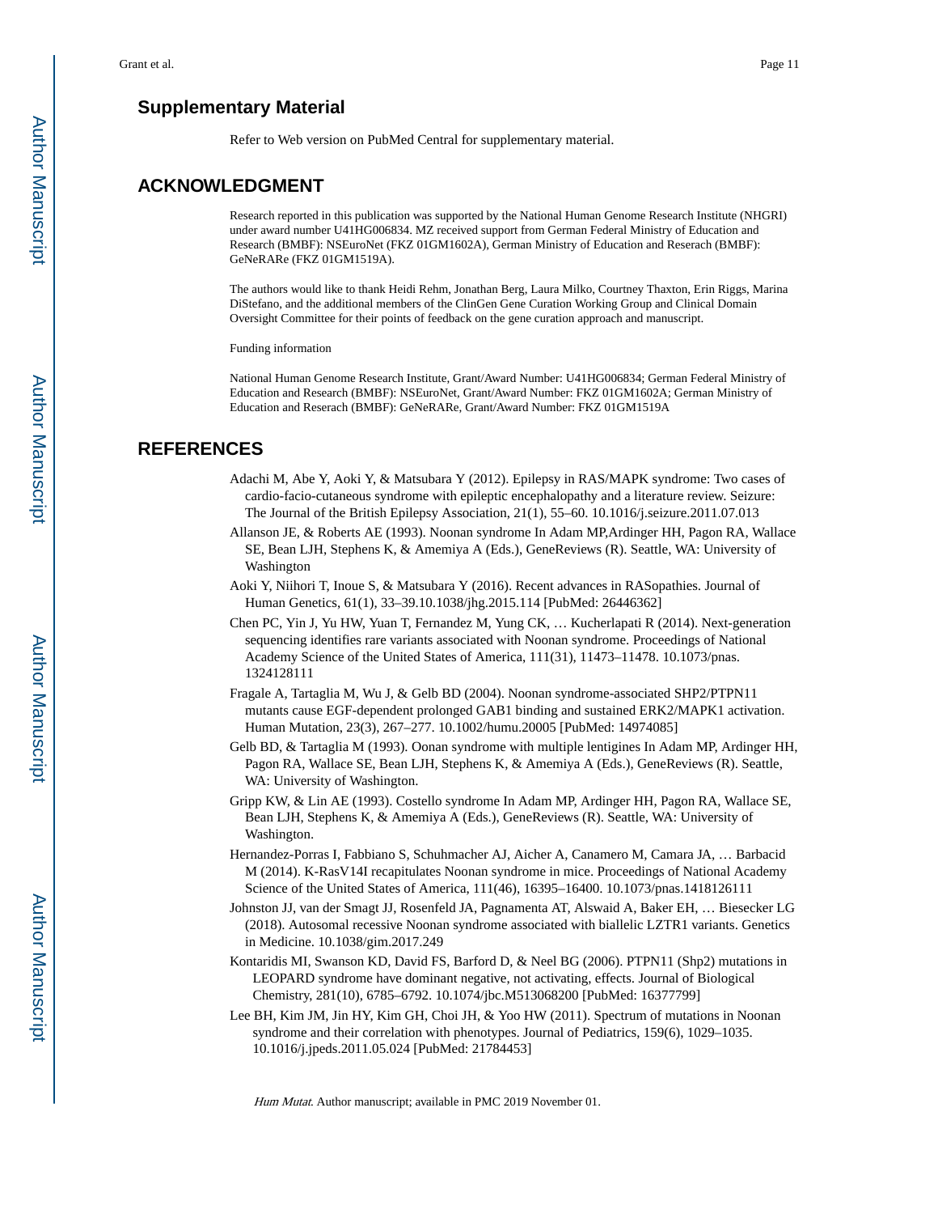## Supplementary Material

Refer to Web version on PubMed Central for supplementary material.

## ACKNOWLEDGMENT

Research reported in this publication was supported by the National Human Genome Research Institute (NHGRI) under award number U41HG006834. MZ received support from German Federal Ministry of Education and Research (BMBF): NSEuroNet (FKZ 01GM1602A), German Ministry of Education and Reserach (BMBF): GeNeRARe (FKZ 01GM1519A).

The authors would like to thank Heidi Rehm, Jonathan Berg, Laura Milko, Courtney Thaxton, Erin Riggs, Marina DiStefano, and the additional members of the ClinGen Gene Curation Working Group and Clinical Domain Oversight Committee for their points of feedback on the gene curation approach and manuscript.

Funding information

National Human Genome Research Institute, Grant/Award Number: U41HG006834; German Federal Ministry of Education and Research (BMBF): NSEuroNet, Grant/Award Number: FKZ 01GM1602A; German Ministry of Education and Reserach (BMBF): GeNeRARe, Grant/Award Number: FKZ 01GM1519A

## REFERENCES

Adachi M, Abe Y, Aoki Y, & Matsubara Y (2012). Epilepsy in RAS/MAPK syndrome: Two cases of cardio-facio-cutaneous syndrome with epileptic encephalopathy and a literature review. Seizure: The Journal of the British Epilepsy Association, 21(1), 55–60. 10.1016/j.seizure.2011.07.013

Allanson JE, & Roberts AE (1993). Noonan syndrome In Adam MP,Ardinger HH, Pagon RA, Wallace SE, Bean LJH, Stephens K, & Amemiya A (Eds.), GeneReviews (R). Seattle, WA: University of Washington

Aoki Y, Niihori T, Inoue S, & Matsubara Y (2016). Recent advances in RASopathies. Journal of Human Genetics, 61(1), 33–39.10.1038/jhg.2015.114 [PubMed: 26446362]

Chen PC, Yin J, Yu HW, Yuan T, Fernandez M, Yung CK, … Kucherlapati R (2014). Next-generation sequencing identifies rare variants associated with Noonan syndrome. Proceedings of National Academy Science of the United States of America, 111(31), 11473–11478. 10.1073/pnas.1324128111

Fragale A, Tartaglia M, Wu J, & Gelb BD (2004). Noonan syndrome-associated SHP2/PTPN11 mutants cause EGF-dependent prolonged GAB1 binding and sustained ERK2/MAPK1 activation. Human Mutation, 23(3), 267–277. 10.1002/humu.20005 [PubMed: 14974085]

Gelb BD, & Tartaglia M (1993). Oonan syndrome with multiple lentigines In Adam MP, Ardinger HH, Pagon RA, Wallace SE, Bean LJH, Stephens K, & Amemiya A (Eds.), GeneReviews (R). Seattle, WA: University of Washington.

Gripp KW, & Lin AE (1993). Costello syndrome In Adam MP, Ardinger HH, Pagon RA, Wallace SE, Bean LJH, Stephens K, & Amemiya A (Eds.), GeneReviews (R). Seattle, WA: University of Washington.

Hernandez-Porras I, Fabbiano S, Schuhmacher AJ, Aicher A, Canamero M, Camara JA, … Barbacid M (2014). K-RasV14I recapitulates Noonan syndrome in mice. Proceedings of National Academy Science of the United States of America, 111(46), 16395–16400. 10.1073/pnas.1418126111

Johnston JJ, van der Smagt JJ, Rosenfeld JA, Pagnamenta AT, Alswaid A, Baker EH, … Biesecker LG (2018). Autosomal recessive Noonan syndrome associated with biallelic LZTR1 variants. Genetics in Medicine. 10.1038/gim.2017.249

Kontaridis MI, Swanson KD, David FS, Barford D, & Neel BG (2006). PTPN11 (Shp2) mutations in LEOPARD syndrome have dominant negative, not activating, effects. Journal of Biological Chemistry, 281(10), 6785–6792. 10.1074/jbc.M513068200 [PubMed: 16377799]

Lee BH, Kim JM, Jin HY, Kim GH, Choi JH, & Yoo HW (2011). Spectrum of mutations in Noonan syndrome and their correlation with phenotypes. Journal of Pediatrics, 159(6), 1029–1035. 10.1016/j.jpeds.2011.05.024 [PubMed: 21784453]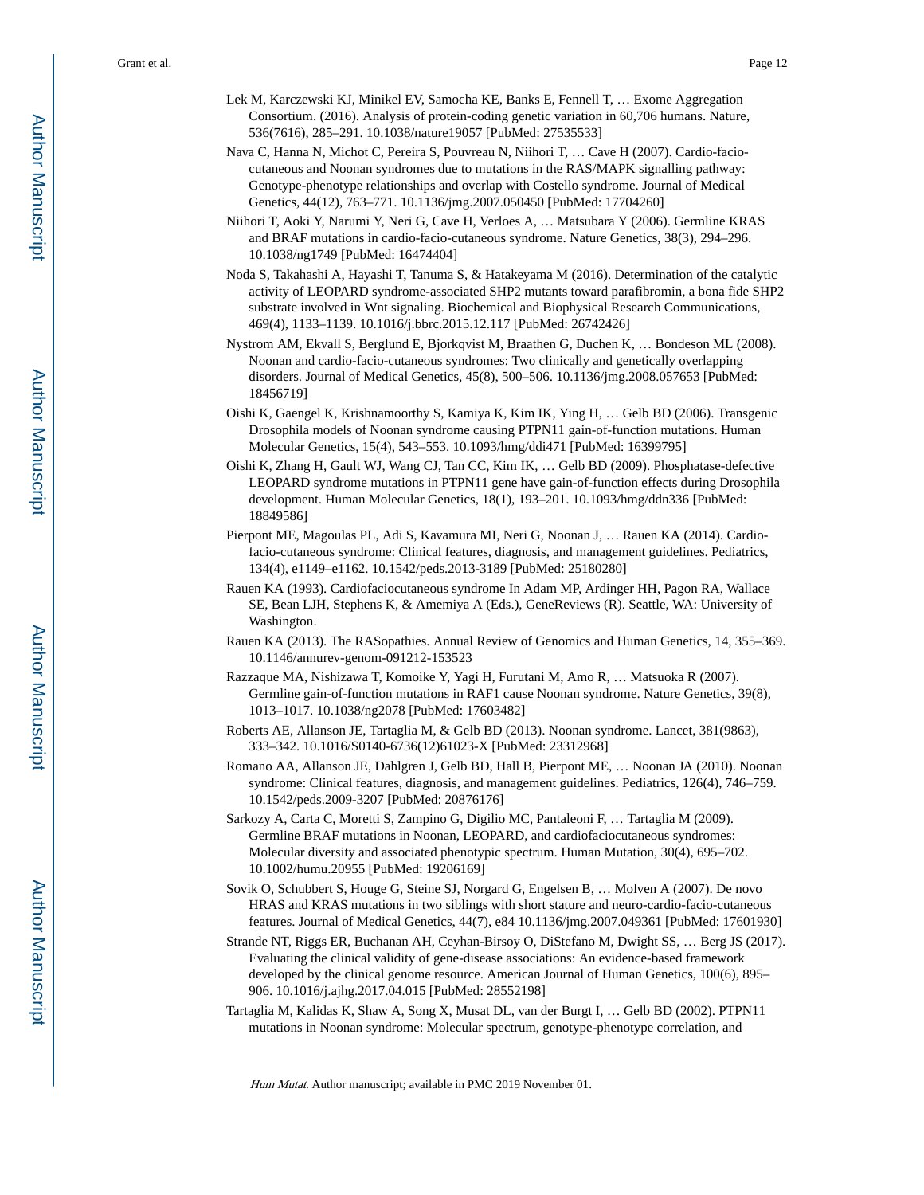Lek M, Karczewski KJ, Minikel EV, Samocha KE, Banks E, Fennell T, … Exome Aggregation Consortium. (2016). Analysis of protein-coding genetic variation in 60,706 humans. Nature, 536(7616), 285–291. 10.1038/nature19057 [PubMed: 27535533]

Nava C, Hanna N, Michot C, Pereira S, Pouvreau N, Niihori T, … Cave H (2007). Cardio-facio-cutaneous and Noonan syndromes due to mutations in the RAS/MAPK signalling pathway: Genotype-phenotype relationships and overlap with Costello syndrome. Journal of Medical Genetics, 44(12), 763–771. 10.1136/jmg.2007.050450 [PubMed: 17704260]

Niihori T, Aoki Y, Narumi Y, Neri G, Cave H, Verloes A, … Matsubara Y (2006). Germline KRAS and BRAF mutations in cardio-facio-cutaneous syndrome. Nature Genetics, 38(3), 294–296. 10.1038/ng1749 [PubMed: 16474404]

Noda S, Takahashi A, Hayashi T, Tanuma S, & Hatakeyama M (2016). Determination of the catalytic activity of LEOPARD syndrome-associated SHP2 mutants toward parafibromin, a bona fide SHP2 substrate involved in Wnt signaling. Biochemical and Biophysical Research Communications, 469(4), 1133–1139. 10.1016/j.bbrc.2015.12.117 [PubMed: 26742426]

Nystrom AM, Ekvall S, Berglund E, Bjorkqvist M, Braathen G, Duchen K, … Bondeson ML (2008). Noonan and cardio-facio-cutaneous syndromes: Two clinically and genetically overlapping disorders. Journal of Medical Genetics, 45(8), 500–506. 10.1136/jmg.2008.057653 [PubMed: 18456719]

Oishi K, Gaengel K, Krishnamoorthy S, Kamiya K, Kim IK, Ying H, … Gelb BD (2006). Transgenic Drosophila models of Noonan syndrome causing PTPN11 gain-of-function mutations. Human Molecular Genetics, 15(4), 543–553. 10.1093/hmg/ddi471 [PubMed: 16399795]

Oishi K, Zhang H, Gault WJ, Wang CJ, Tan CC, Kim IK, … Gelb BD (2009). Phosphatase-defective LEOPARD syndrome mutations in PTPN11 gene have gain-of-function effects during Drosophila development. Human Molecular Genetics, 18(1), 193–201. 10.1093/hmg/ddn336 [PubMed: 18849586]

Pierpont ME, Magoulas PL, Adi S, Kavamura MI, Neri G, Noonan J, … Rauen KA (2014). Cardio-facio-cutaneous syndrome: Clinical features, diagnosis, and management guidelines. Pediatrics, 134(4), e1149–e1162. 10.1542/peds.2013-3189 [PubMed: 25180280]

Rauen KA (1993). Cardiofaciocutaneous syndrome In Adam MP, Ardinger HH, Pagon RA, Wallace SE, Bean LJH, Stephens K, & Amemiya A (Eds.), GeneReviews (R). Seattle, WA: University of Washington.

Rauen KA (2013). The RASopathies. Annual Review of Genomics and Human Genetics, 14, 355–369. 10.1146/annurev-genom-091212-153523

Razzaque MA, Nishizawa T, Komoike Y, Yagi H, Furutani M, Amo R, … Matsuoka R (2007). Germline gain-of-function mutations in RAF1 cause Noonan syndrome. Nature Genetics, 39(8), 1013–1017. 10.1038/ng2078 [PubMed: 17603482]

Roberts AE, Allanson JE, Tartaglia M, & Gelb BD (2013). Noonan syndrome. Lancet, 381(9863), 333–342. 10.1016/S0140-6736(12)61023-X [PubMed: 23312968]

Romano AA, Allanson JE, Dahlgren J, Gelb BD, Hall B, Pierpont ME, … Noonan JA (2010). Noonan syndrome: Clinical features, diagnosis, and management guidelines. Pediatrics, 126(4), 746–759. 10.1542/peds.2009-3207 [PubMed: 20876176]

Sarkozy A, Carta C, Moretti S, Zampino G, Digilio MC, Pantaleoni F, … Tartaglia M (2009). Germline BRAF mutations in Noonan, LEOPARD, and cardiofaciocutaneous syndromes: Molecular diversity and associated phenotypic spectrum. Human Mutation, 30(4), 695–702. 10.1002/humu.20955 [PubMed: 19206169]

Sovik O, Schubbert S, Houge G, Steine SJ, Norgard G, Engelsen B, … Molven A (2007). De novo HRAS and KRAS mutations in two siblings with short stature and neuro-cardio-facio-cutaneous features. Journal of Medical Genetics, 44(7), e84 10.1136/jmg.2007.049361 [PubMed: 17601930]

Strande NT, Riggs ER, Buchanan AH, Ceyhan-Birsoy O, DiStefano M, Dwight SS, … Berg JS (2017). Evaluating the clinical validity of gene-disease associations: An evidence-based framework developed by the clinical genome resource. American Journal of Human Genetics, 100(6), 895–906. 10.1016/j.ajhg.2017.04.015 [PubMed: 28552198]

Tartaglia M, Kalidas K, Shaw A, Song X, Musat DL, van der Burgt I, … Gelb BD (2002). PTPN11 mutations in Noonan syndrome: Molecular spectrum, genotype-phenotype correlation, and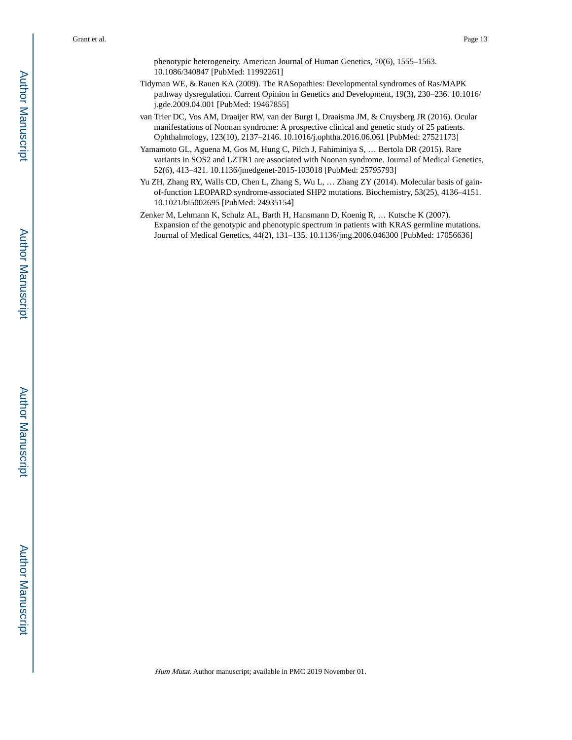phenotypic heterogeneity. American Journal of Human Genetics, 70(6), 1555–1563. 10.1086/340847 [PubMed: 11992261]

Tidyman WE, & Rauen KA (2009). The RASopathies: Developmental syndromes of Ras/MAPK pathway dysregulation. Current Opinion in Genetics and Development, 19(3), 230–236. 10.1016/j.gde.2009.04.001 [PubMed: 19467855]

van Trier DC, Vos AM, Draaijer RW, van der Burgt I, Draaisma JM, & Cruysberg JR (2016). Ocular manifestations of Noonan syndrome: A prospective clinical and genetic study of 25 patients. Ophthalmology, 123(10), 2137–2146. 10.1016/j.ophtha.2016.06.061 [PubMed: 27521173]

Yamamoto GL, Aguena M, Gos M, Hung C, Pilch J, Fahiminiya S, … Bertola DR (2015). Rare variants in SOS2 and LZTR1 are associated with Noonan syndrome. Journal of Medical Genetics, 52(6), 413–421. 10.1136/jmedgenet-2015-103018 [PubMed: 25795793]

Yu ZH, Zhang RY, Walls CD, Chen L, Zhang S, Wu L, … Zhang ZY (2014). Molecular basis of gain-of-function LEOPARD syndrome-associated SHP2 mutations. Biochemistry, 53(25), 4136–4151. 10.1021/bi5002695 [PubMed: 24935154]

Zenker M, Lehmann K, Schulz AL, Barth H, Hansmann D, Koenig R, … Kutsche K (2007). Expansion of the genotypic and phenotypic spectrum in patients with KRAS germline mutations. Journal of Medical Genetics, 44(2), 131–135. 10.1136/jmg.2006.046300 [PubMed: 17056636]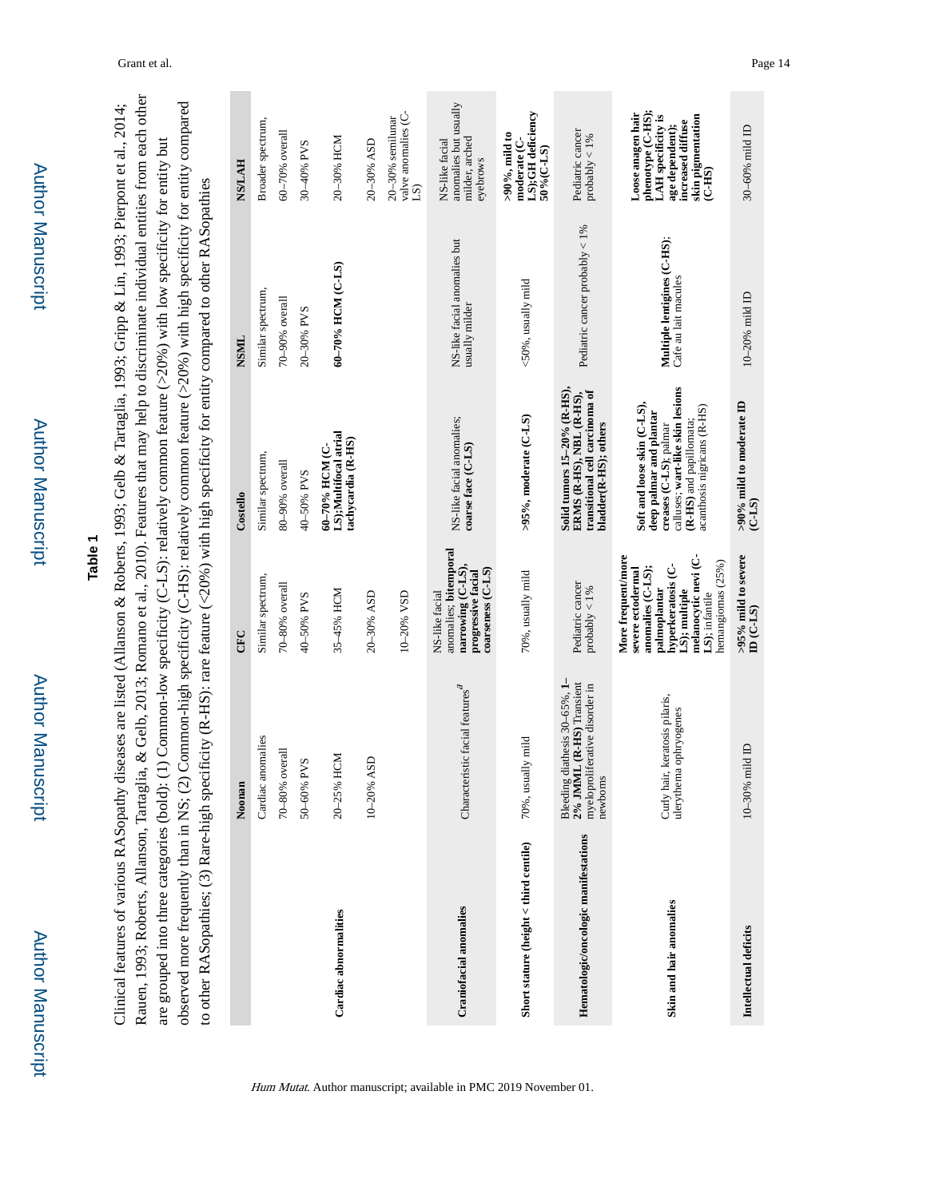## Table 1

Clinical features of various RASopathy diseases are listed (Allanson & Roberts, 1993; Gelb & Tartaglia, 1993; Gripp & Lin, 1993; Pierpont et al., 2014; Rauen, 1993; Roberts, Allanson, Tartaglia, & Gelb, 2013; Romano et al., 2010). Features that may help to discriminate individual entities from each other are grouped into three categories (bold): (1) Common-low specificity (C-LS): relatively common feature (>20%) with low specificity for entity but observed more frequently than in NS; (2) Common-high specificity (C-HS): relatively common feature (>20%) with high specificity for entity compared to other RASopathies; (3) Rare-high specificity (R-HS): rare feature (<20%) with high specificity for entity compared to other RASopathies

| | Noonan | CFC | Costello | NSML | NS/LAH |
|---|---|---|---|---|---|
| Cardiac abnormalities | Cardiac anomalies | Similar spectrum, | Similar spectrum, | Similar spectrum, | Broader spectrum, |
| | 70–80% overall | 70–80% overall | 80–90% overall | 70–90% overall | 60–70% overall |
| | 50–60% PVS | 40–50% PVS | 40–50% PVS | 20–30% PVS | 30–40% PVS |
| | 20–25% HCM | 35–45% HCM | **60–70% HCM (C-LS);Multifocal atrial tachycardia (R-HS)** | **60–70% HCM (C-LS)** | 20–30% HCM |
| | 10–20% ASD | 20–30% ASD | | | 20–30% ASD |
| | | 10–20% VSD | | | 20–30% semilunar valve anomalies (C-LS) |
| Craniofacial anomalies | Characteristic facial features[a] | NS-like facial anomalies; **bitemporal narrowing (C-LS), progressive facial coarseness (C-LS)** | NS-like facial anomalies; **coarse face (C-LS)** | NS-like facial anomalies but usually milder | NS-like facial anomalies but usually milder, arched eyebrows |
| Short stature (height < third centile) | 70%, usually mild | 70%, usually mild | **>95%, moderate (C-LS)** | <50%, usually mild | **>90%, mild to moderate (C-LS);GH deficiency 50%(C-LS)** |
| Hematologic/oncologic manifestations | Bleeding diathesis 30–65%, **1–2% JMML (R-HS)** Transient myeloproliferative disorder in newborns | Pediatric cancer probably < 1% | **Solid tumors 15–20% (R-HS), ERMS (R-HS), NBL (R-HS), transitional cell carcinoma of bladder(R-HS); others** | Pediatric cancer probably < 1% | Pediatric cancer probably < 1% |
| Skin and hair anomalies | Curly hair, keratosis pilaris, ulerythema ophryogenes | **More frequent/more severe ectodermal anomalies (C-LS); palmoplantar hyperkeratosis (C-LS); multiple melanocytic nevi (C-LS)**; infantile hemangiomas (25%) | **Soft and loose skin (C-LS), deep palmar and plantar creases (C-LS)**; palmar calluses; **wart-like skin lesions (R-HS)** and papillomata; acanthosis nigricans (R-HS) | **Multiple lentigines (C-HS)**; Cafe au lait macules | **Loose anagen hair phenotype (C-HS); LAH specificity is age dependent); increased diffuse skin pigmentation (C-HS)** |
| Intellectual deficits | 10–30% mild ID | **>95% mild to severe ID (C-LS)** | **>90% mild to moderate ID (C-LS)** | 10–20% mild ID | 30–60% mild ID |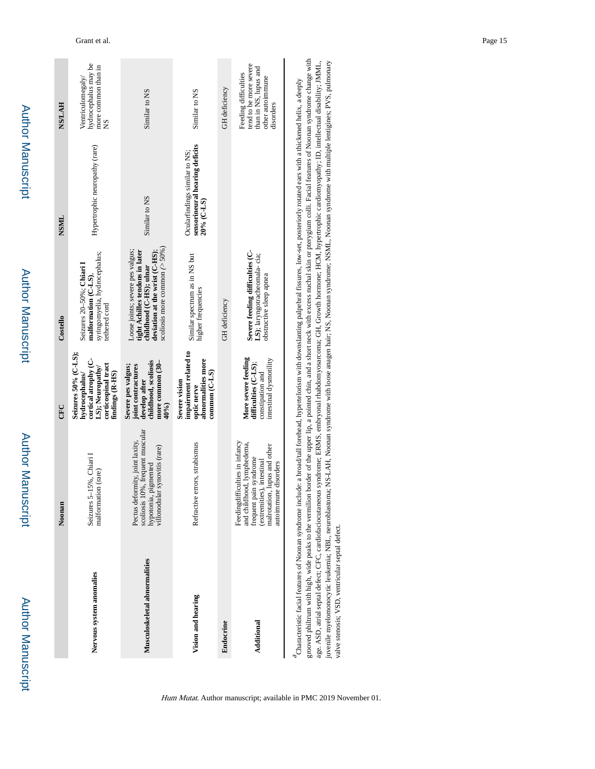| | Noonan | CFC | Costello | NSML | NS/LAH |
|---|---|---|---|---|---|
| **Nervous system anomalies** | Seizures 5–15%, Chiari I malformation (rare) | **Seizures 50% (C-LS); hydrocephalus/ cortical atrophy (C-LS); Neuropathy/ corticospinal tract findings (R-HS)** | Seizures 20–50%; **Chiari I malformation (C-LS)**, syringomyelia, hydrocephalus; tethered cord | Hypertrophic neuropathy (rare) | Ventriculomegaly/ hydrocephalus may be more common than in NS |
| **Musculoskeletal abnormalities** | Pectus deformity, joint laxity, scoliosis 10%, frequent muscular hypotonia, pigmented villonodular synovitis (rare) | **Severe pes valgus; joint contractures develop after childhood, scoliosis more common (30–40%)** | Loose joints; severe pes valgus; **tight Achilles tendons in later childhood (C-HS); ulnar deviation at the wrist (C-HS)**; scoliosis more common (> 50%) | Similar to NS | Similar to NS |
| **Vision and hearing** | Refractive errors, strabismus | **Severe vision impairment related to optic nerve abnormalities more common (C-LS)** | Similar spectrum as in NS but higher frequencies | Ocularfindings similar to NS; **sensorineural hearing deficits 20% (C-LS)** | Similar to NS |
| **Endocrine** | | | GH deficiency | | GH deficiency |
| **Additional** | Feedingdifficulties in infancy and childhood, lymphedema, frequent pain syndrome (extremities), intestinal malrotation, lupus and other autoimmune disorders | **More severe feeding difficulties (C-LS)**; constipation and intestinal dysmotility | **Severe feeding difficulties (C-LS)**; laryngotracheomala- cia; obstructive sleep apnea | | Feeding difficulties tend to be more severe than in NS, lupus and other autoimmune disorders |

[a]Characteristic facial features of Noonan syndrome include: a broad/tall forehead, hypertelorism with downslanting palpebral fissures, low-set, posteriorly rotated ears with a thickened helix, a deeply grooved philtrum with high, wide peaks to the vermilion border of the upper lip, a pointed chin, and a short neck with excess nuchal skin or pterygium colli. Facial features of Noonan syndrome change with age. ASD, atrial septal defect; CFC, cardiofaciocutaneous syndrome; ERMS, embryonal rhabdomyosarcoma; GH, Growth hormone; HCM, hypertrophic cardiomyopathy; ID, intellectual disability; JMML, juvenile myelomonocytic leukemia; NBL, neuroblastoma; NS-LAH, Noonan syndrome with loose anagen hair; NS, Noonan syndrome; NSML, Noonan syndrome with multiple lentigines; PVS, pulmonary valve stenosis; VSD, ventricular septal defect.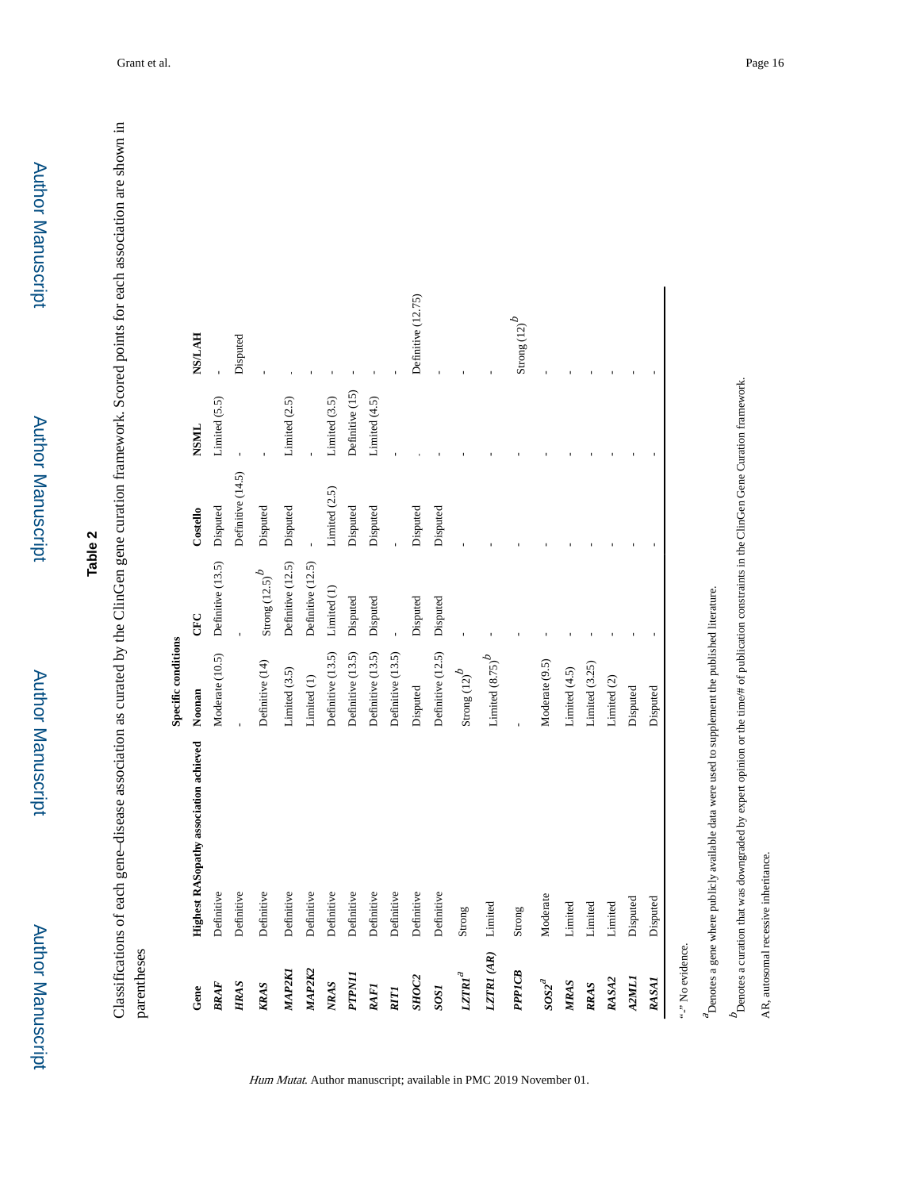## Table 2

Classifications of each gene–disease association as curated by the ClinGen gene curation framework. Scored points for each association are shown in parentheses

| Gene | Highest RASopathy association achieved | Specific conditions | | | | |
|---|---|---|---|---|---|---|
| | | Noonan | CFC | Costello | NSML | NS/LAH |
| *BRAF* | Definitive | Moderate (10.5) | Definitive (13.5) | Disputed | Limited (5.5) | - |
| *HRAS* | Definitive | - | - | Definitive (14.5) | - | Disputed |
| *KRAS* | Definitive | Definitive (14) | Strong (12.5)[b] | Disputed | - | - |
| *MAP2K1* | Definitive | Limited (3.5) | Definitive (12.5) | Disputed | Limited (2.5) | - |
| *MAP2K2* | Definitive | Limited (1) | Definitive (12.5) | - | - | - |
| *NRAS* | Definitive | Definitive (13.5) | Limited (1) | Limited (2.5) | Limited (3.5) | - |
| *PTPN11* | Definitive | Definitive (13.5) | Disputed | Disputed | Definitive (15) | - |
| *RAF1* | Definitive | Definitive (13.5) | Disputed | Disputed | Limited (4.5) | - |
| *RIT1* | Definitive | Definitive (13.5) | - | - | - | - |
| *SHOC2* | Definitive | Disputed | Disputed | Disputed | - | Definitive (12.75) |
| *SOS1* | Definitive | Definitive (12.5) | Disputed | Disputed | - | - |
| *LZTR1*[a] | Strong | Strong (12)[b] | - | - | - | - |
| *LZTR1* (AR) | Limited | Limited (8.75)[b] | - | - | - | - |
| *PPP1CB* | Strong | - | - | - | - | Strong (12)[b] |
| *SOS2*[a] | Moderate | Moderate (9.5) | - | - | - | - |
| *MRAS* | Limited | Limited (4.5) | - | - | - | - |
| *RRAS* | Limited | Limited (3.25) | - | - | - | - |
| *RASA2* | Limited | Limited (2) | - | - | - | - |
| *A2ML1* | Disputed | Disputed | - | - | - | - |
| *RASA1* | Disputed | Disputed | - | - | - | - |

"-" No evidence.

[a]Denotes a gene where publicly available data were used to supplement the published literature.

[b]Denotes a curation that was downgraded by expert opinion or the time/# of publication constraints in the ClinGen Gene Curation framework.

AR, autosomal recessive inheritance.